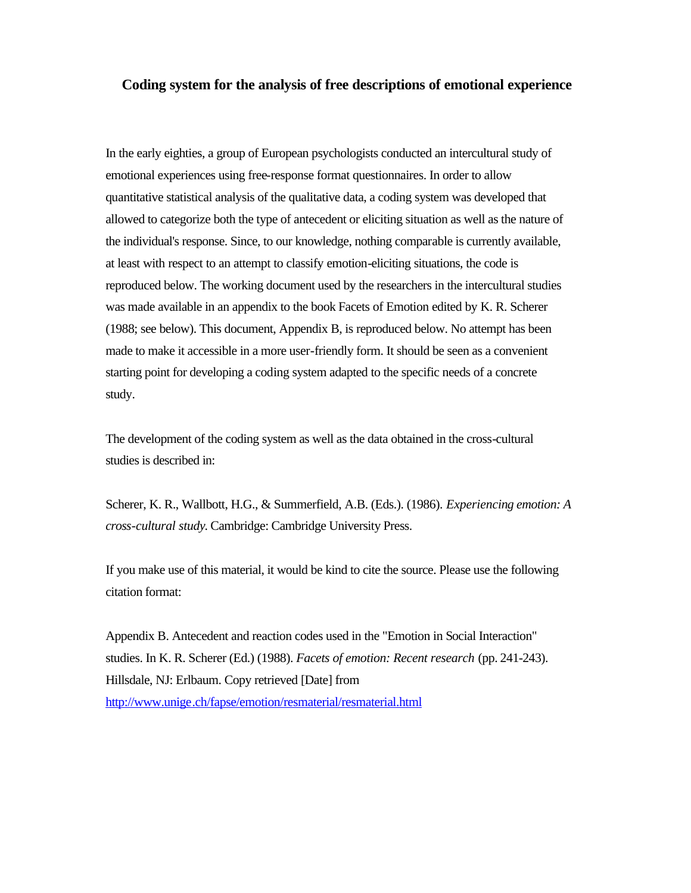# Coding system for the analysis of free descriptions of emotional experience

In the early eighties, a group of European psychologists conducted an intercultural study of emotional experiences using free-response format questionnaires. In order to allow quantitative statistical analysis of the qualitative data, a coding system was developed that allowed to categorize both the type of antecedent or eliciting situation as well as the nature of the individual's response. Since, to our knowledge, nothing comparable is currently available, at least with respect to an attempt to classify emotion-eliciting situations, the code is reproduced below. The working document used by the researchers in the intercultural studies was made available in an appendix to the book Facets of Emotion edited by K. R. Scherer (1988; see below). This document, Appendix B, is reproduced below. No attempt has been made to make it accessible in a more user-friendly form. It should be seen as a convenient starting point for developing a coding system adapted to the specific needs of a concrete study.

The development of the coding system as well as the data obtained in the cross-cultural studies is described in:

Scherer, K. R., Wallbott, H.G., & Summerfield, A.B. (Eds.). (1986). *Experiencing emotion: A cross-cultural study.* Cambridge: Cambridge University Press.

If you make use of this material, it would be kind to cite the source. Please use the following citation format:

Appendix B. Antecedent and reaction codes used in the "Emotion in Social Interaction" studies. In K. R. Scherer (Ed.) (1988). *Facets of emotion: Recent research* (pp. 241-243). Hillsdale, NJ: Erlbaum. Copy retrieved [Date] from [http://www.unige.ch/fapse/emotion/resmaterial/resmaterial.html](http://www.unige.ch/fapse/emotion/resmaterial/resmaterial.html)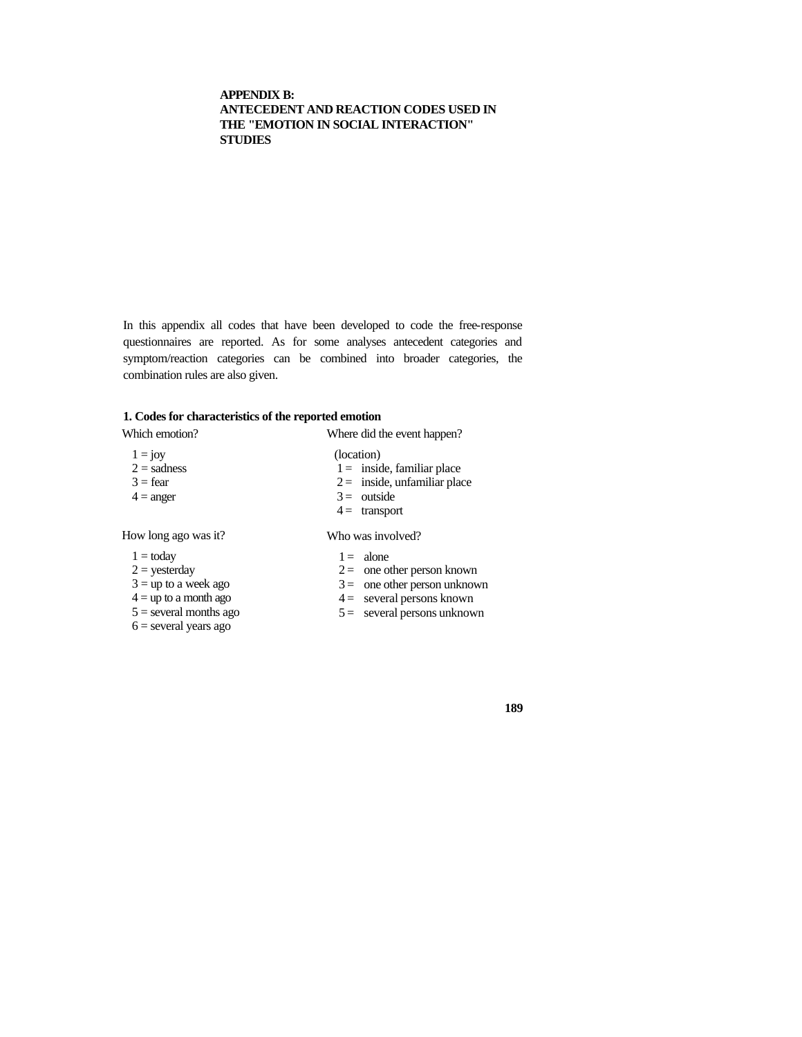# APPENDIX B: ANTECEDENT AND REACTION CODES USED IN THE "EMOTION IN SOCIAL INTERACTION" STUDIES

In this appendix all codes that have been developed to code the free-response questionnaires are reported. As for some analyses antecedent categories and symptom/reaction categories can be combined into broader categories, the combination rules are also given.

### 1. Codes for characteristics of the reported emotion

Which emotion?

1 = joy
2 = sadness
3 = fear
4 = anger

Where did the event happen?

(location)
1 = inside, familiar place
2 = inside, unfamiliar place
3 = outside
4 = transport

How long ago was it?

1 = today
2 = yesterday
3 = up to a week ago
4 = up to a month ago
5 = several months ago
6 = several years ago

Who was involved?

1 = alone
2 = one other person known
3 = one other person unknown
4 = several persons known
5 = several persons unknown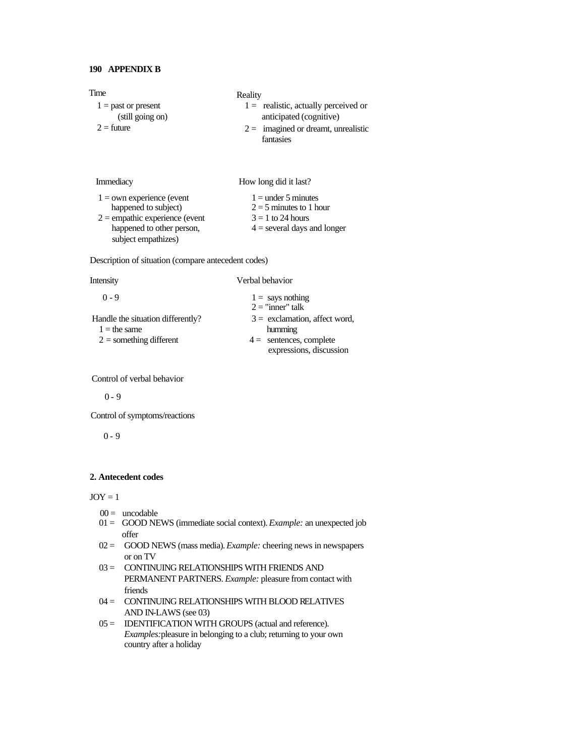Time

1 = past or present (still going on)
2 = future

Reality

1 = realistic, actually perceived or anticipated (cognitive)
2 = imagined or dreamt, unrealistic fantasies

Immediacy

1 = own experience (event happened to subject)
2 = empathic experience (event happened to other person, subject empathizes)

How long did it last?

1 = under 5 minutes
2 = 5 minutes to 1 hour
3 = 1 to 24 hours
4 = several days and longer

Description of situation (compare antecedent codes)

Intensity

0 - 9

Handle the situation differently?

1 = the same
2 = something different

Verbal behavior

1 = says nothing
2 = "inner" talk
3 = exclamation, affect word, humming
4 = sentences, complete expressions, discussion

Control of verbal behavior

0 - 9

Control of symptoms/reactions

0 - 9

**2. Antecedent codes**

JOY = 1

00 = uncodable
01 = GOOD NEWS (immediate social context). *Example:* an unexpected job offer
02 = GOOD NEWS (mass media). *Example:* cheering news in newspapers or on TV
03 = CONTINUING RELATIONSHIPS WITH FRIENDS AND PERMANENT PARTNERS. *Example:* pleasure from contact with friends
04 = CONTINUING RELATIONSHIPS WITH BLOOD RELATIVES AND IN-LAWS (see 03)
05 = IDENTIFICATION WITH GROUPS (actual and reference). *Examples:* pleasure in belonging to a club; returning to your own country after a holiday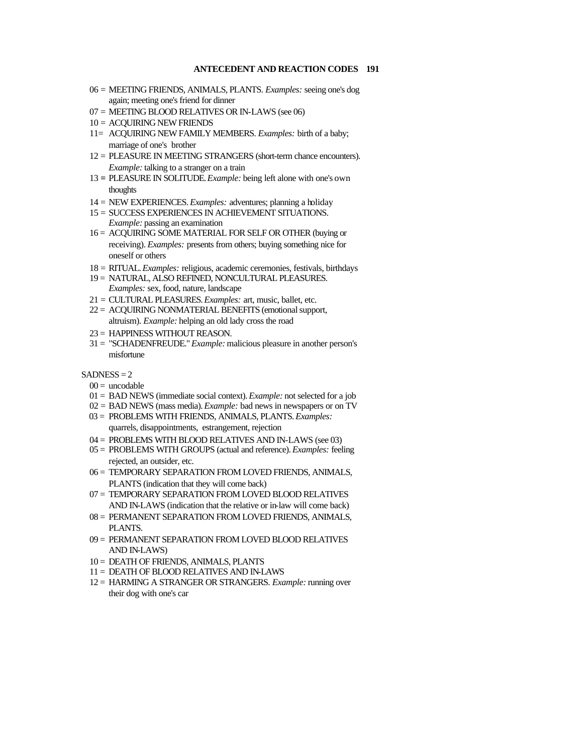06 = MEETING FRIENDS, ANIMALS, PLANTS. *Examples:* seeing one's dog again; meeting one's friend for dinner

07 = MEETING BLOOD RELATIVES OR IN-LAWS (see 06)

10 = ACQUIRING NEW FRIENDS

11= ACQUIRING NEW FAMILY MEMBERS. *Examples:* birth of a baby; marriage of one's brother

12 = PLEASURE IN MEETING STRANGERS (short-term chance encounters). *Example:* talking to a stranger on a train

13 = PLEASURE IN SOLITUDE. *Example:* being left alone with one's own thoughts

14 = NEW EXPERIENCES. *Examples:* adventures; planning a holiday

15 = SUCCESS EXPERIENCES IN ACHIEVEMENT SITUATIONS. *Example:* passing an examination

16 = ACQUIRING SOME MATERIAL FOR SELF OR OTHER (buying or receiving). *Examples:* presents from others; buying something nice for oneself or others

18 = RITUAL. *Examples:* religious, academic ceremonies, festivals, birthdays

19 = NATURAL, ALSO REFINED, NONCULTURAL PLEASURES. *Examples:* sex, food, nature, landscape

21 = CULTURAL PLEASURES. *Examples:* art, music, ballet, etc.

22 = ACQUIRING NONMATERIAL BENEFITS (emotional support, altruism). *Example:* helping an old lady cross the road

23 = HAPPINESS WITHOUT REASON.

31 = "SCHADENFREUDE." *Example:* malicious pleasure in another person's misfortune

SADNESS = 2

00 = uncodable

01 = BAD NEWS (immediate social context). *Example:* not selected for a job

02 = BAD NEWS (mass media). *Example:* bad news in newspapers or on TV

03 = PROBLEMS WITH FRIENDS, ANIMALS, PLANTS. *Examples:* quarrels, disappointments, estrangement, rejection

04 = PROBLEMS WITH BLOOD RELATIVES AND IN-LAWS (see 03)

05 = PROBLEMS WITH GROUPS (actual and reference). *Examples:* feeling rejected, an outsider, etc.

06 = TEMPORARY SEPARATION FROM LOVED FRIENDS, ANIMALS, PLANTS (indication that they will come back)

07 = TEMPORARY SEPARATION FROM LOVED BLOOD RELATIVES AND IN-LAWS (indication that the relative or in-law will come back)

08 = PERMANENT SEPARATION FROM LOVED FRIENDS, ANIMALS, PLANTS.

09 = PERMANENT SEPARATION FROM LOVED BLOOD RELATIVES AND IN-LAWS)

10 = DEATH OF FRIENDS, ANIMALS, PLANTS

11 = DEATH OF BLOOD RELATIVES AND IN-LAWS

12 = HARMING A STRANGER OR STRANGERS. *Example:* running over their dog with one's car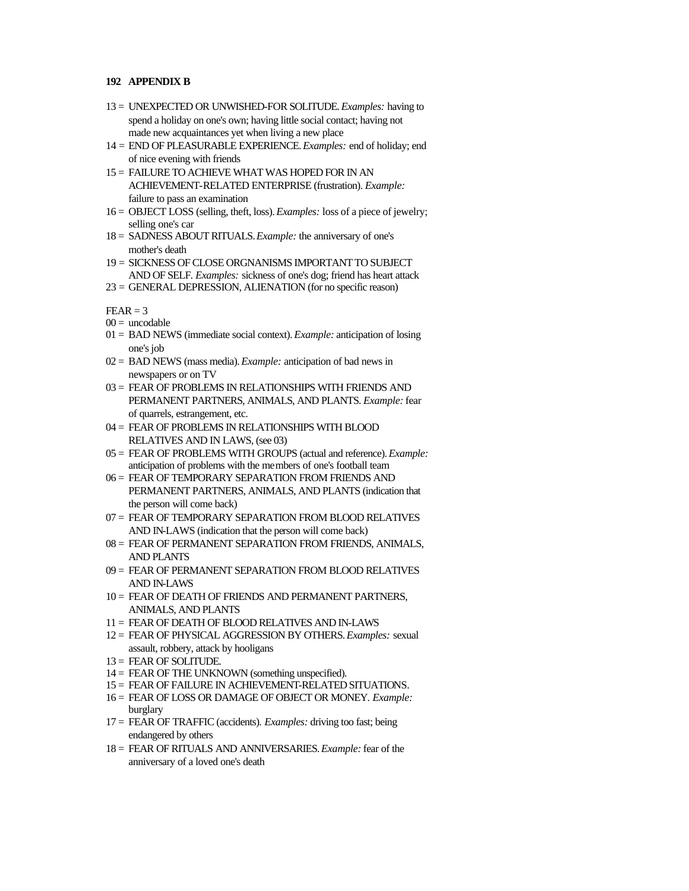13 = UNEXPECTED OR UNWISHED-FOR SOLITUDE. *Examples:* having to spend a holiday on one's own; having little social contact; having not made new acquaintances yet when living a new place

14 = END OF PLEASURABLE EXPERIENCE. *Examples:* end of holiday; end of nice evening with friends

15 = FAILURE TO ACHIEVE WHAT WAS HOPED FOR IN AN ACHIEVEMENT-RELATED ENTERPRISE (frustration). *Example:* failure to pass an examination

16 = OBJECT LOSS (selling, theft, loss). *Examples:* loss of a piece of jewelry; selling one's car

18 = SADNESS ABOUT RITUALS. *Example:* the anniversary of one's mother's death

19 = SICKNESS OF CLOSE ORGNANISMS IMPORTANT TO SUBJECT AND OF SELF. *Examples:* sickness of one's dog; friend has heart attack

23 = GENERAL DEPRESSION, ALIENATION (for no specific reason)

FEAR = 3

00 = uncodable

01 = BAD NEWS (immediate social context). *Example:* anticipation of losing one's job

02 = BAD NEWS (mass media). *Example:* anticipation of bad news in newspapers or on TV

03 = FEAR OF PROBLEMS IN RELATIONSHIPS WITH FRIENDS AND PERMANENT PARTNERS, ANIMALS, AND PLANTS. *Example:* fear of quarrels, estrangement, etc.

04 = FEAR OF PROBLEMS IN RELATIONSHIPS WITH BLOOD RELATIVES AND IN LAWS, (see 03)

05 = FEAR OF PROBLEMS WITH GROUPS (actual and reference). *Example:* anticipation of problems with the members of one's football team

06 = FEAR OF TEMPORARY SEPARATION FROM FRIENDS AND PERMANENT PARTNERS, ANIMALS, AND PLANTS (indication that the person will come back)

07 = FEAR OF TEMPORARY SEPARATION FROM BLOOD RELATIVES AND IN-LAWS (indication that the person will come back)

08 = FEAR OF PERMANENT SEPARATION FROM FRIENDS, ANIMALS, AND PLANTS

09 = FEAR OF PERMANENT SEPARATION FROM BLOOD RELATIVES AND IN-LAWS

10 = FEAR OF DEATH OF FRIENDS AND PERMANENT PARTNERS, ANIMALS, AND PLANTS

11 = FEAR OF DEATH OF BLOOD RELATIVES AND IN-LAWS

12 = FEAR OF PHYSICAL AGGRESSION BY OTHERS. *Examples:* sexual assault, robbery, attack by hooligans

13 = FEAR OF SOLITUDE.

14 = FEAR OF THE UNKNOWN (something unspecified).

15 = FEAR OF FAILURE IN ACHIEVEMENT-RELATED SITUATIONS.

16 = FEAR OF LOSS OR DAMAGE OF OBJECT OR MONEY. *Example:* burglary

17 = FEAR OF TRAFFIC (accidents). *Examples:* driving too fast; being endangered by others

18 = FEAR OF RITUALS AND ANNIVERSARIES. *Example:* fear of the anniversary of a loved one's death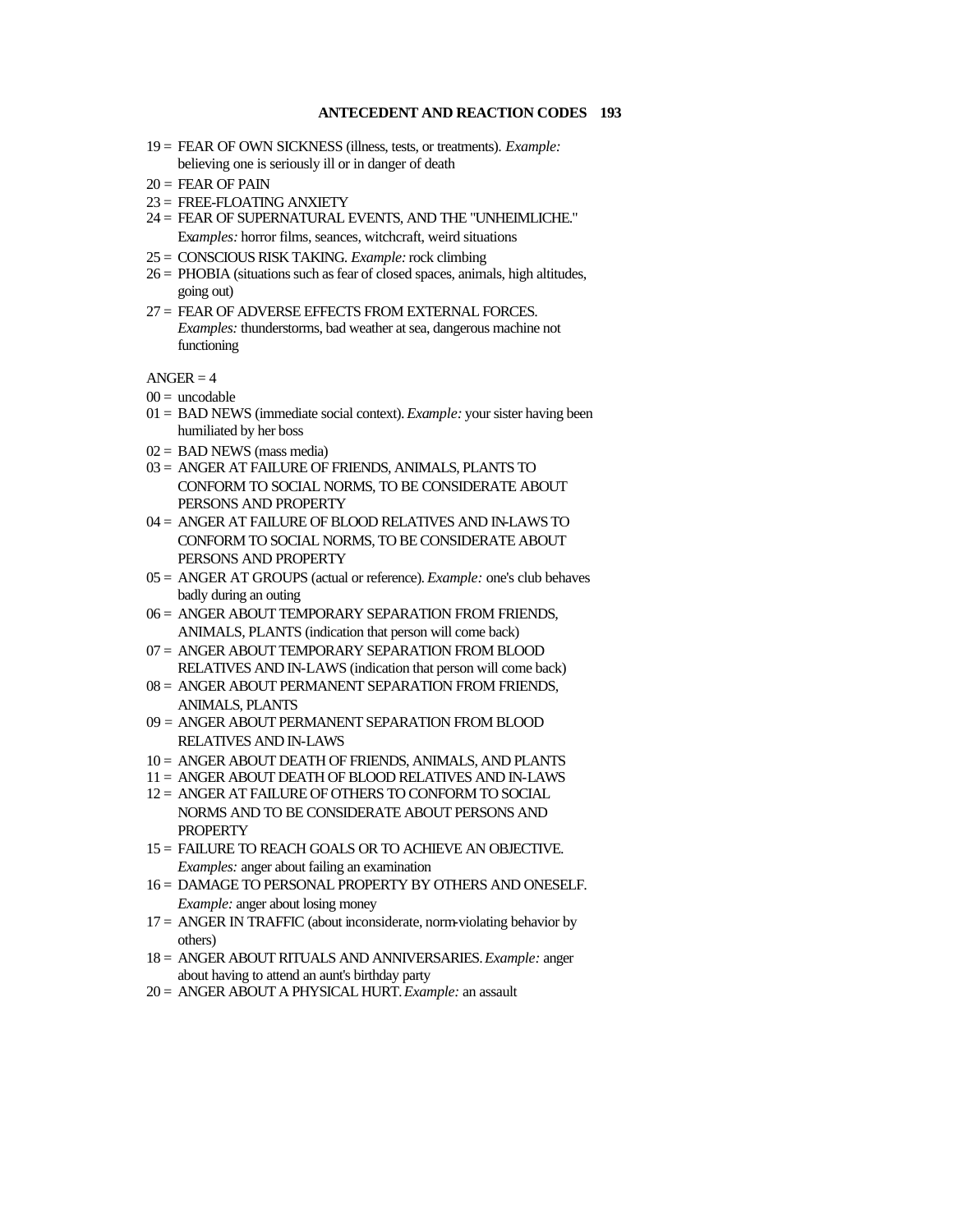19 = FEAR OF OWN SICKNESS (illness, tests, or treatments). *Example:* believing one is seriously ill or in danger of death

20 = FEAR OF PAIN

23 = FREE-FLOATING ANXIETY

24 = FEAR OF SUPERNATURAL EVENTS, AND THE "UNHEIMLICHE." *Examples:* horror films, seances, witchcraft, weird situations

25 = CONSCIOUS RISK TAKING. *Example:* rock climbing

26 = PHOBIA (situations such as fear of closed spaces, animals, high altitudes, going out)

27 = FEAR OF ADVERSE EFFECTS FROM EXTERNAL FORCES. *Examples:* thunderstorms, bad weather at sea, dangerous machine not functioning

ANGER = 4

00 = uncodable

01 = BAD NEWS (immediate social context). *Example:* your sister having been humiliated by her boss

02 = BAD NEWS (mass media)

03 = ANGER AT FAILURE OF FRIENDS, ANIMALS, PLANTS TO CONFORM TO SOCIAL NORMS, TO BE CONSIDERATE ABOUT PERSONS AND PROPERTY

04 = ANGER AT FAILURE OF BLOOD RELATIVES AND IN-LAWS TO CONFORM TO SOCIAL NORMS, TO BE CONSIDERATE ABOUT PERSONS AND PROPERTY

05 = ANGER AT GROUPS (actual or reference). *Example:* one's club behaves badly during an outing

06 = ANGER ABOUT TEMPORARY SEPARATION FROM FRIENDS, ANIMALS, PLANTS (indication that person will come back)

07 = ANGER ABOUT TEMPORARY SEPARATION FROM BLOOD RELATIVES AND IN-LAWS (indication that person will come back)

08 = ANGER ABOUT PERMANENT SEPARATION FROM FRIENDS, ANIMALS, PLANTS

09 = ANGER ABOUT PERMANENT SEPARATION FROM BLOOD RELATIVES AND IN-LAWS

10 = ANGER ABOUT DEATH OF FRIENDS, ANIMALS, AND PLANTS

11 = ANGER ABOUT DEATH OF BLOOD RELATIVES AND IN-LAWS

12 = ANGER AT FAILURE OF OTHERS TO CONFORM TO SOCIAL NORMS AND TO BE CONSIDERATE ABOUT PERSONS AND PROPERTY

15 = FAILURE TO REACH GOALS OR TO ACHIEVE AN OBJECTIVE. *Examples:* anger about failing an examination

16 = DAMAGE TO PERSONAL PROPERTY BY OTHERS AND ONESELF. *Example:* anger about losing money

17 = ANGER IN TRAFFIC (about inconsiderate, norm-violating behavior by others)

18 = ANGER ABOUT RITUALS AND ANNIVERSARIES. *Example:* anger about having to attend an aunt's birthday party

20 = ANGER ABOUT A PHYSICAL HURT. *Example:* an assault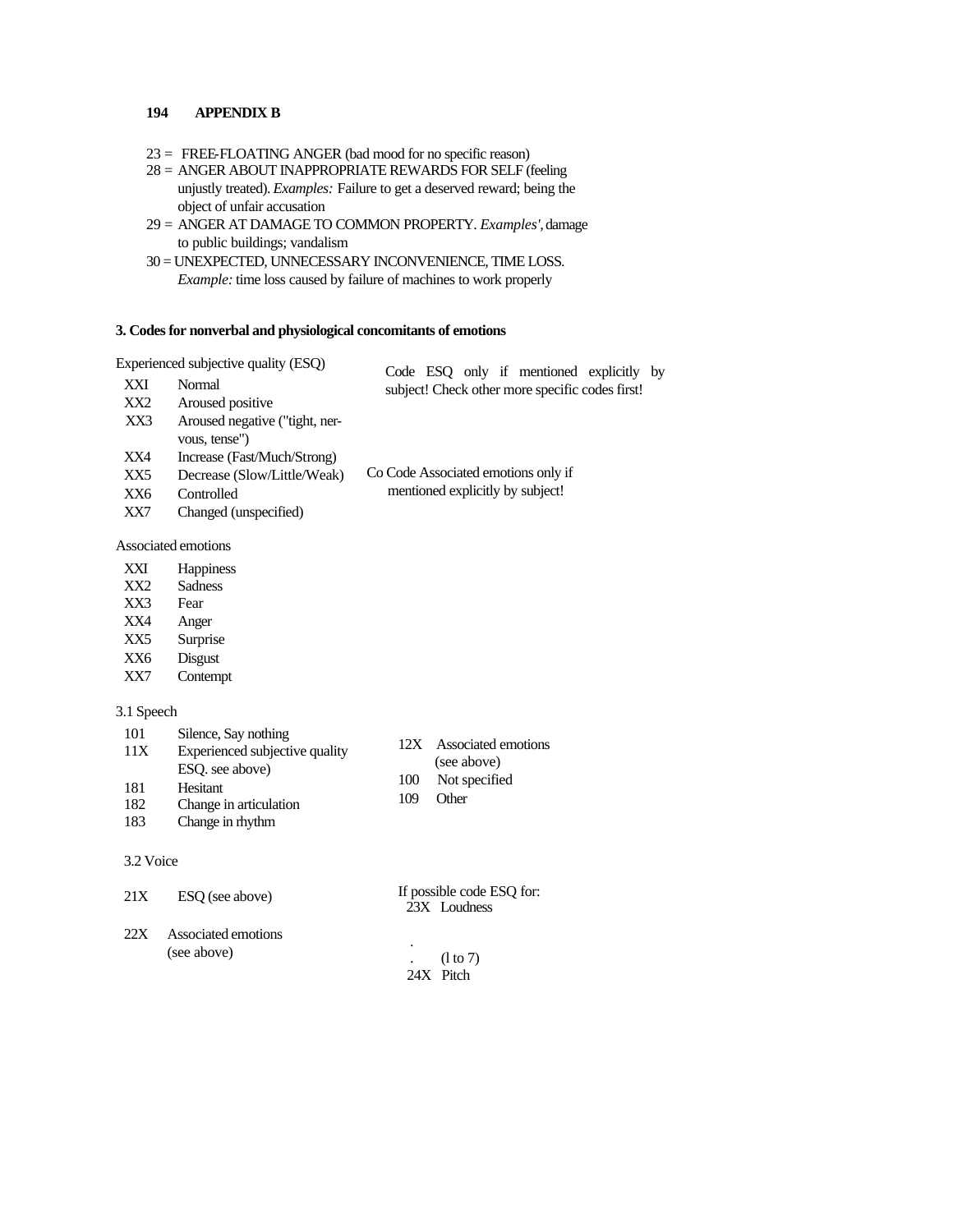23 = FREE-FLOATING ANGER (bad mood for no specific reason)

28 = ANGER ABOUT INAPPROPRIATE REWARDS FOR SELF (feeling unjustly treated). *Examples:* Failure to get a deserved reward; being the object of unfair accusation

29 = ANGER AT DAMAGE TO COMMON PROPERTY. *Examples',* damage to public buildings; vandalism

30 = UNEXPECTED, UNNECESSARY INCONVENIENCE, TIME LOSS. *Example:* time loss caused by failure of machines to work properly

### 3. Codes for nonverbal and physiological concomitants of emotions

Experienced subjective quality (ESQ)

Code ESQ only if mentioned explicitly by subject! Check other more specific codes first!

| | |
|---|---|
| XXI | Normal |
| XX2 | Aroused positive |
| XX3 | Aroused negative ("tight, nervous, tense") |
| XX4 | Increase (Fast/Much/Strong) |
| XX5 | Decrease (Slow/Little/Weak) |
| XX6 | Controlled |
| XX7 | Changed (unspecified) |

Co Code Associated emotions only if mentioned explicitly by subject!

Associated emotions

| | |
|---|---|
| XXI | Happiness |
| XX2 | Sadness |
| XX3 | Fear |
| XX4 | Anger |
| XX5 | Surprise |
| XX6 | Disgust |
| XX7 | Contempt |

3.1 Speech

| | |
|---|---|
| 101 | Silence, Say nothing |
| 11X | Experienced subjective quality ESQ. see above) |
| 181 | Hesitant |
| 182 | Change in articulation |
| 183 | Change in rhythm |
| 12X | Associated emotions (see above) |
| 100 | Not specified |
| 109 | Other |

3.2 Voice

| | |
|---|---|
| 21X | ESQ (see above) |
| 22X | Associated emotions (see above) |

If possible code ESQ for:

23X Loudness

.

. (l to 7)

24X Pitch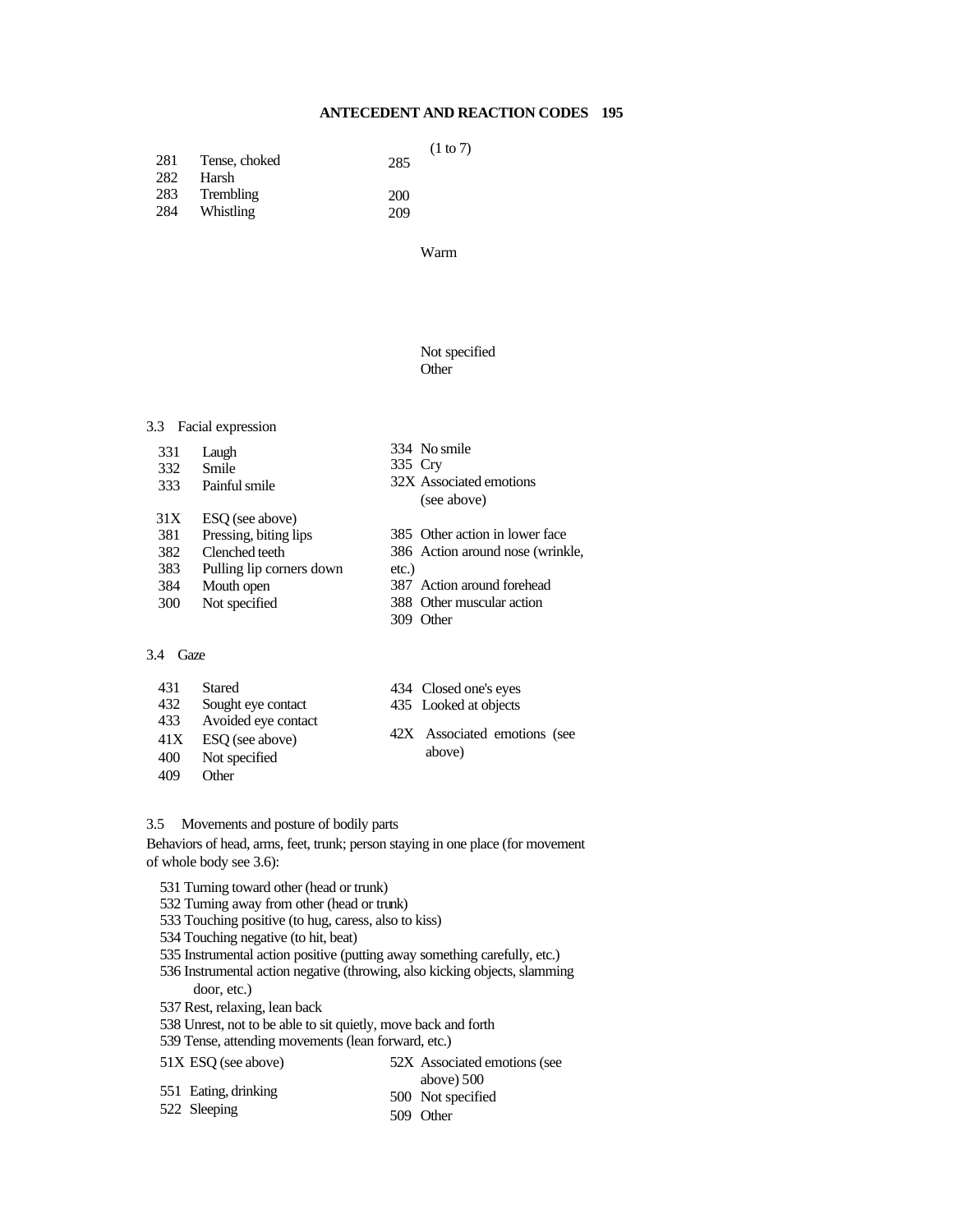| | | | |
|---|---|---|---|
| 281 | Tense, choked | 285 | (1 to 7) |
| 282 | Harsh | | |
| 283 | Trembling | 200 | |
| 284 | Whistling | 209 | |

Warm

Not specified
Other

3.3 Facial expression

| | | | |
|---|---|---|---|
| 331 | Laugh | 334 | No smile |
| 332 | Smile | 335 | Cry |
| 333 | Painful smile | 32X | Associated emotions (see above) |
| 31X | ESQ (see above) | | |
| 381 | Pressing, biting lips | 385 | Other action in lower face |
| 382 | Clenched teeth | 386 | Action around nose (wrinkle, etc.) |
| 383 | Pulling lip corners down | | |
| 384 | Mouth open | 387 | Action around forehead |
| 300 | Not specified | 388 | Other muscular action |
| | | 309 | Other |

3.4 Gaze

| | | | |
|---|---|---|---|
| 431 | Stared | 434 | Closed one's eyes |
| 432 | Sought eye contact | 435 | Looked at objects |
| 433 | Avoided eye contact | | |
| 41X | ESQ (see above) | 42X | Associated emotions (see above) |
| 400 | Not specified | | |
| 409 | Other | | |

3.5 Movements and posture of bodily parts

Behaviors of head, arms, feet, trunk; person staying in one place (for movement of whole body see 3.6):

531 Turning toward other (head or trunk)
532 Turning away from other (head or trunk)
533 Touching positive (to hug, caress, also to kiss)
534 Touching negative (to hit, beat)
535 Instrumental action positive (putting away something carefully, etc.)
536 Instrumental action negative (throwing, also kicking objects, slamming door, etc.)
537 Rest, relaxing, lean back
538 Unrest, not to be able to sit quietly, move back and forth
539 Tense, attending movements (lean forward, etc.)

| | | | |
|---|---|---|---|
| 51X | ESQ (see above) | 52X | Associated emotions (see above) 500 |
| 551 | Eating, drinking | 500 | Not specified |
| 522 | Sleeping | 509 | Other |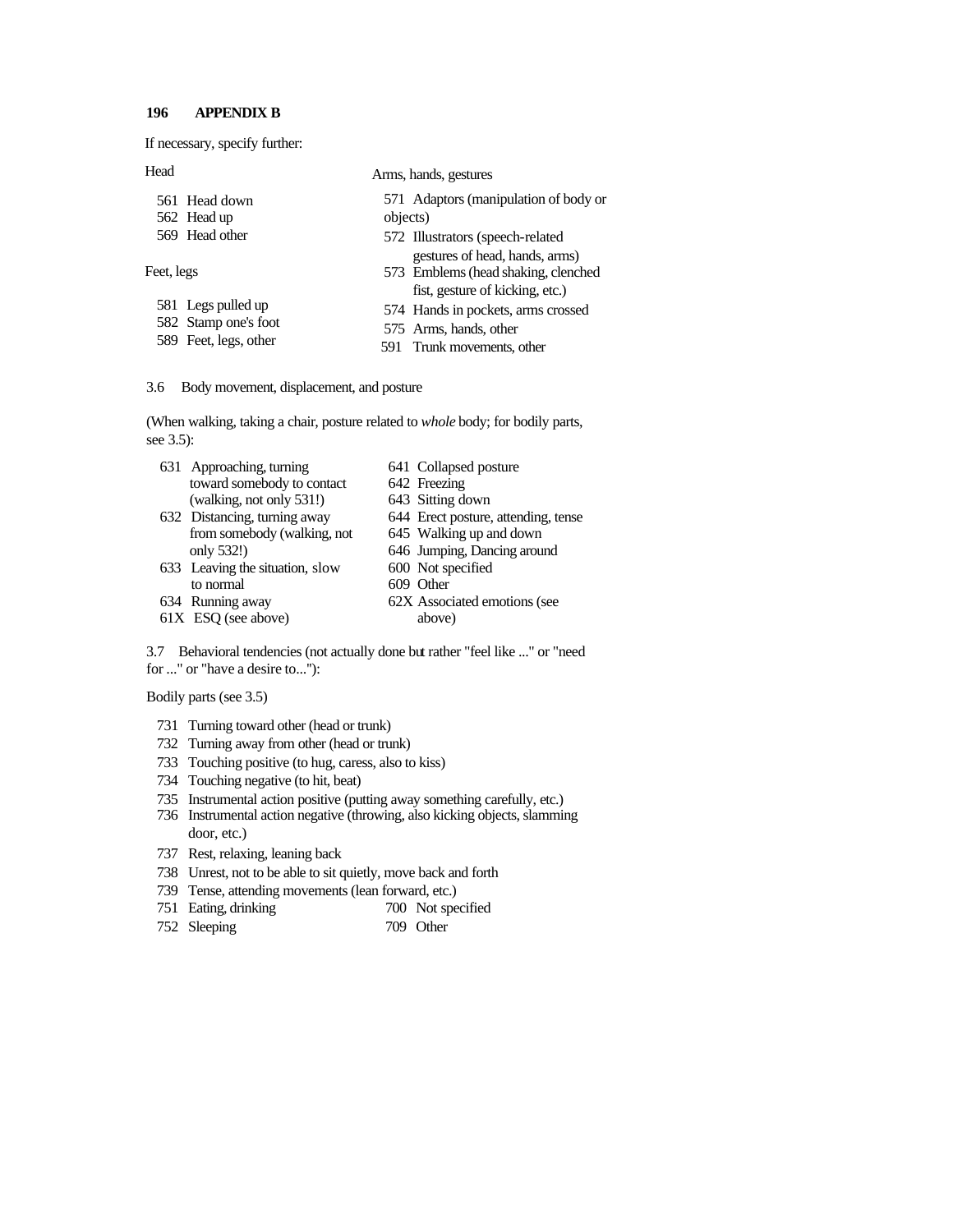If necessary, specify further:

Head

561 Head down
562 Head up
569 Head other

Feet, legs

581 Legs pulled up
582 Stamp one's foot
589 Feet, legs, other

Arms, hands, gestures

571 Adaptors (manipulation of body or objects)
572 Illustrators (speech-related gestures of head, hands, arms)
573 Emblems (head shaking, clenched fist, gesture of kicking, etc.)
574 Hands in pockets, arms crossed
575 Arms, hands, other
591 Trunk movements, other

3.6 Body movement, displacement, and posture

(When walking, taking a chair, posture related to *whole* body; for bodily parts, see 3.5):

631 Approaching, turning toward somebody to contact (walking, not only 531!)
632 Distancing, turning away from somebody (walking, not only 532!)
633 Leaving the situation, slow to normal
634 Running away
61X ESQ (see above)
641 Collapsed posture
642 Freezing
643 Sitting down
644 Erect posture, attending, tense
645 Walking up and down
646 Jumping, Dancing around
600 Not specified
609 Other
62X Associated emotions (see above)

3.7 Behavioral tendencies (not actually done but rather "feel like ..." or "need for ..." or "have a desire to..."):

Bodily parts (see 3.5)

731 Turning toward other (head or trunk)
732 Turning away from other (head or trunk)
733 Touching positive (to hug, caress, also to kiss)
734 Touching negative (to hit, beat)
735 Instrumental action positive (putting away something carefully, etc.)
736 Instrumental action negative (throwing, also kicking objects, slamming door, etc.)
737 Rest, relaxing, leaning back
738 Unrest, not to be able to sit quietly, move back and forth
739 Tense, attending movements (lean forward, etc.)
751 Eating, drinking
752 Sleeping
700 Not specified
709 Other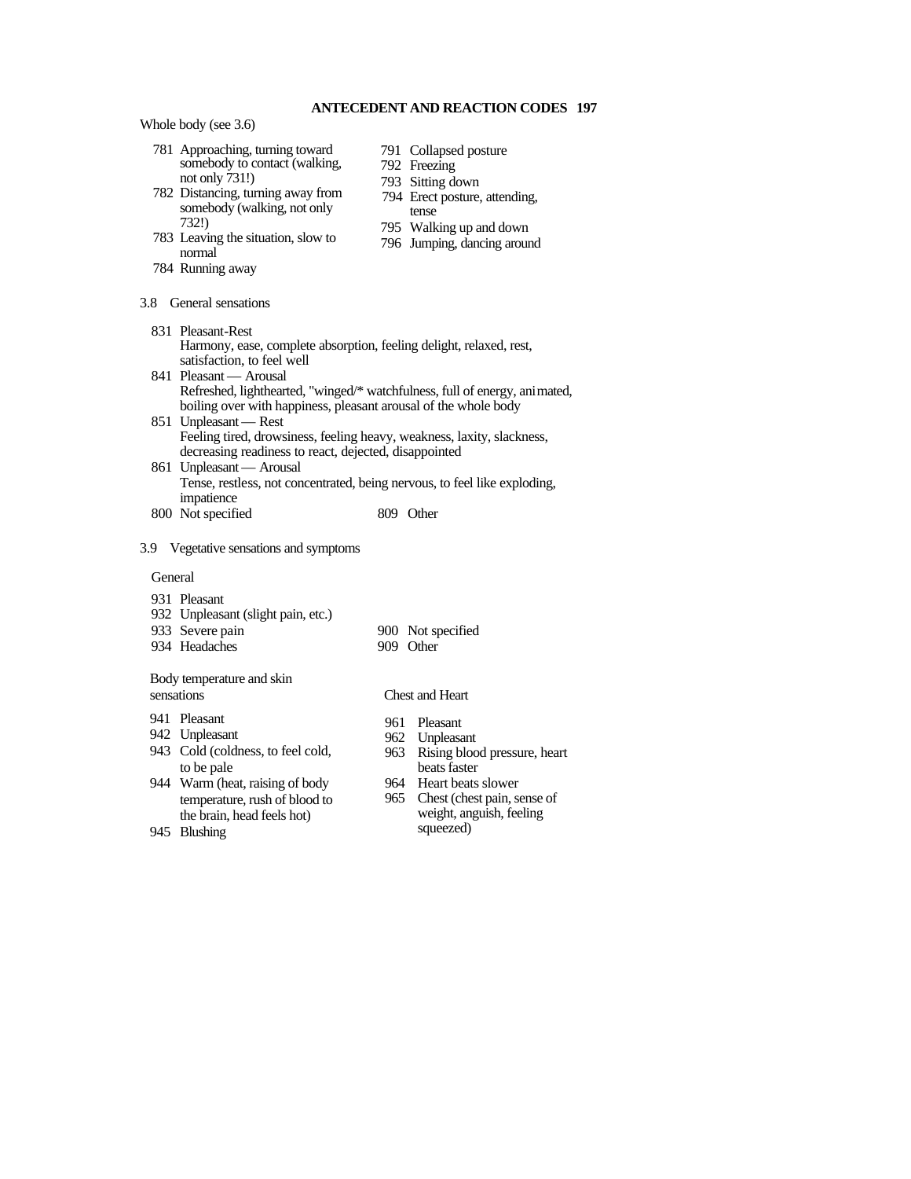Whole body (see 3.6)

781 Approaching, turning toward somebody to contact (walking, not only 731!)
782 Distancing, turning away from somebody (walking, not only 732!)
783 Leaving the situation, slow to normal
784 Running away
791 Collapsed posture
792 Freezing
793 Sitting down
794 Erect posture, attending, tense
795 Walking up and down
796 Jumping, dancing around

3.8 General sensations

831 Pleasant-Rest
Harmony, ease, complete absorption, feeling delight, relaxed, rest, satisfaction, to feel well

841 Pleasant — Arousal
Refreshed, lighthearted, "winged/* watchfulness, full of energy, animated, boiling over with happiness, pleasant arousal of the whole body

851 Unpleasant — Rest
Feeling tired, drowsiness, feeling heavy, weakness, laxity, slackness, decreasing readiness to react, dejected, disappointed

861 Unpleasant — Arousal
Tense, restless, not concentrated, being nervous, to feel like exploding, impatience

800 Not specified
809 Other

3.9 Vegetative sensations and symptoms

General

931 Pleasant
932 Unpleasant (slight pain, etc.)
933 Severe pain
934 Headaches
900 Not specified
909 Other

Body temperature and skin sensations

941 Pleasant
942 Unpleasant
943 Cold (coldness, to feel cold, to be pale
944 Warm (heat, raising of body temperature, rush of blood to the brain, head feels hot)
945 Blushing

Chest and Heart

961 Pleasant
962 Unpleasant
963 Rising blood pressure, heart beats faster
964 Heart beats slower
965 Chest (chest pain, sense of weight, anguish, feeling squeezed)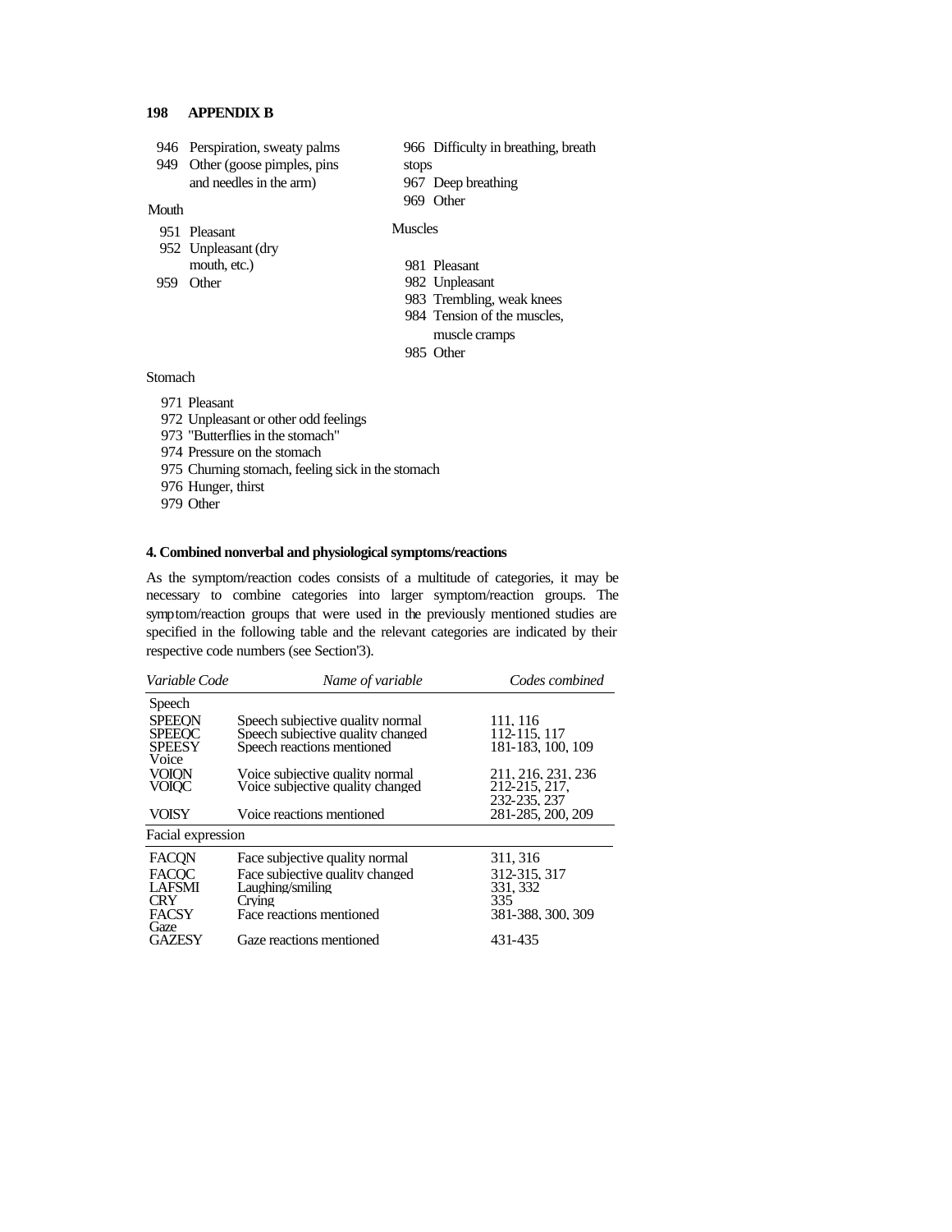946 Perspiration, sweaty palms
949 Other (goose pimples, pins and needles in the arm)

Mouth

951 Pleasant
952 Unpleasant (dry mouth, etc.)
959 Other

966 Difficulty in breathing, breath stops
967 Deep breathing
969 Other

Muscles

981 Pleasant
982 Unpleasant
983 Trembling, weak knees
984 Tension of the muscles, muscle cramps
985 Other

Stomach

971 Pleasant
972 Unpleasant or other odd feelings
973 "Butterflies in the stomach"
974 Pressure on the stomach
975 Churning stomach, feeling sick in the stomach
976 Hunger, thirst
979 Other

### 4. Combined nonverbal and physiological symptoms/reactions

As the symptom/reaction codes consists of a multitude of categories, it may be necessary to combine categories into larger symptom/reaction groups. The symptom/reaction groups that were used in the previously mentioned studies are specified in the following table and the relevant categories are indicated by their respective code numbers (see Section'3).

| *Variable Code* | *Name of variable* | *Codes combined* |
|---|---|---|
| Speech | | |
| SPEEQN | Speech subjective quality normal | 111, 116 |
| SPEEQC | Speech subjective quality changed | 112-115, 117 |
| SPEESY | Speech reactions mentioned | 181-183, 100, 109 |
| Voice | | |
| VOIQN | Voice subjective quality normal | 211, 216, 231, 236 |
| VOIQC | Voice subjective quality changed | 212-215, 217, 232-235, 237 |
| VOISY | Voice reactions mentioned | 281-285, 200, 209 |
| Facial expression | | |
| FACQN | Face subjective quality normal | 311, 316 |
| FACQC | Face subjective quality changed | 312-315, 317 |
| LAFSMI | Laughing/smiling | 331, 332 |
| CRY | Crying | 335 |
| FACSY | Face reactions mentioned | 381-388, 300, 309 |
| Gaze | | |
| GAZESY | Gaze reactions mentioned | 431-435 |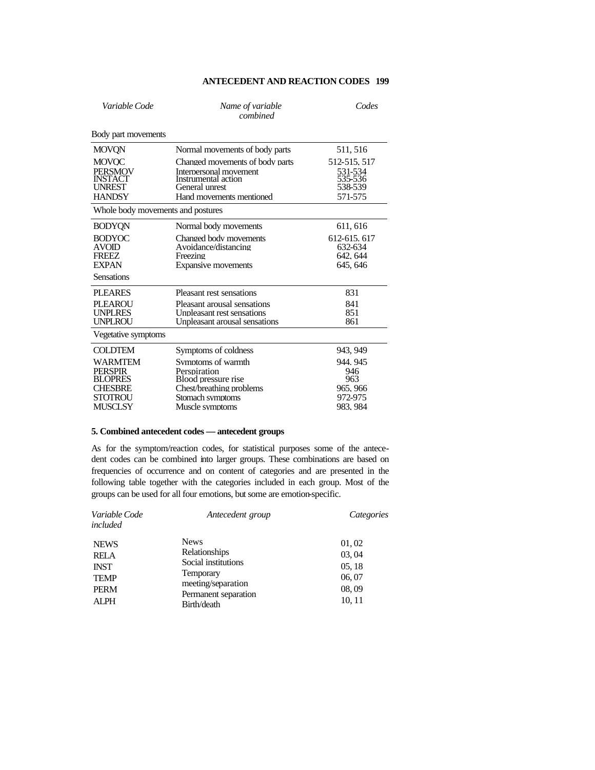| *Variable Code* | *Name of variable combined* | *Codes* |
|---|---|---|
| Body part movements | | |
| MOVQN | Normal movements of body parts | 511, 516 |
| MOVQC | Changed movements of body parts | 512-515, 517 |
| PERSMOV | Interpersonal movement | 531-534 |
| INSTACT | Instrumental action | 535-536 |
| UNREST | General unrest | 538-539 |
| HANDSY | Hand movements mentioned | 571-575 |
| Whole body movements and postures | | |
| BODYQN | Normal body movements | 611, 616 |
| BODYQC | Changed body movements | 612-615, 617 |
| AVOID | Avoidance/distancing | 632-634 |
| FREEZ | Freezing | 642, 644 |
| EXPAN | Expansive movements | 645, 646 |
| Sensations | | |
| PLEARES | Pleasant rest sensations | 831 |
| PLEAROU | Pleasant arousal sensations | 841 |
| UNPLRES | Unpleasant rest sensations | 851 |
| UNPLROU | Unpleasant arousal sensations | 861 |
| Vegetative symptoms | | |
| COLDTEM | Symptoms of coldness | 943, 949 |
| WARMTEM | Symptoms of warmth | 944, 945 |
| PERSPIR | Perspiration | 946 |
| BLOPRES | Blood pressure rise | 963 |
| CHESBRE | Chest/breathing problems | 965, 966 |
| STOTROU | Stomach symptoms | 972-975 |
| MUSCLSY | Muscle symptoms | 983, 984 |

### 5. Combined antecedent codes — antecedent groups

As for the symptom/reaction codes, for statistical purposes some of the antecedent codes can be combined into larger groups. These combinations are based on frequencies of occurrence and on content of categories and are presented in the following table together with the categories included in each group. Most of the groups can be used for all four emotions, but some are emotion-specific.

| *Variable Code* | *Antecedent group* | *Categories included* |
|---|---|---|
| NEWS | News | 01, 02 |
| RELA | Relationships | 03, 04 |
| INST | Social institutions | 05, 18 |
| TEMP | Temporary meeting/separation | 06, 07 |
| PERM | Permanent separation | 08, 09 |
| ALPH | Birth/death | 10, 11 |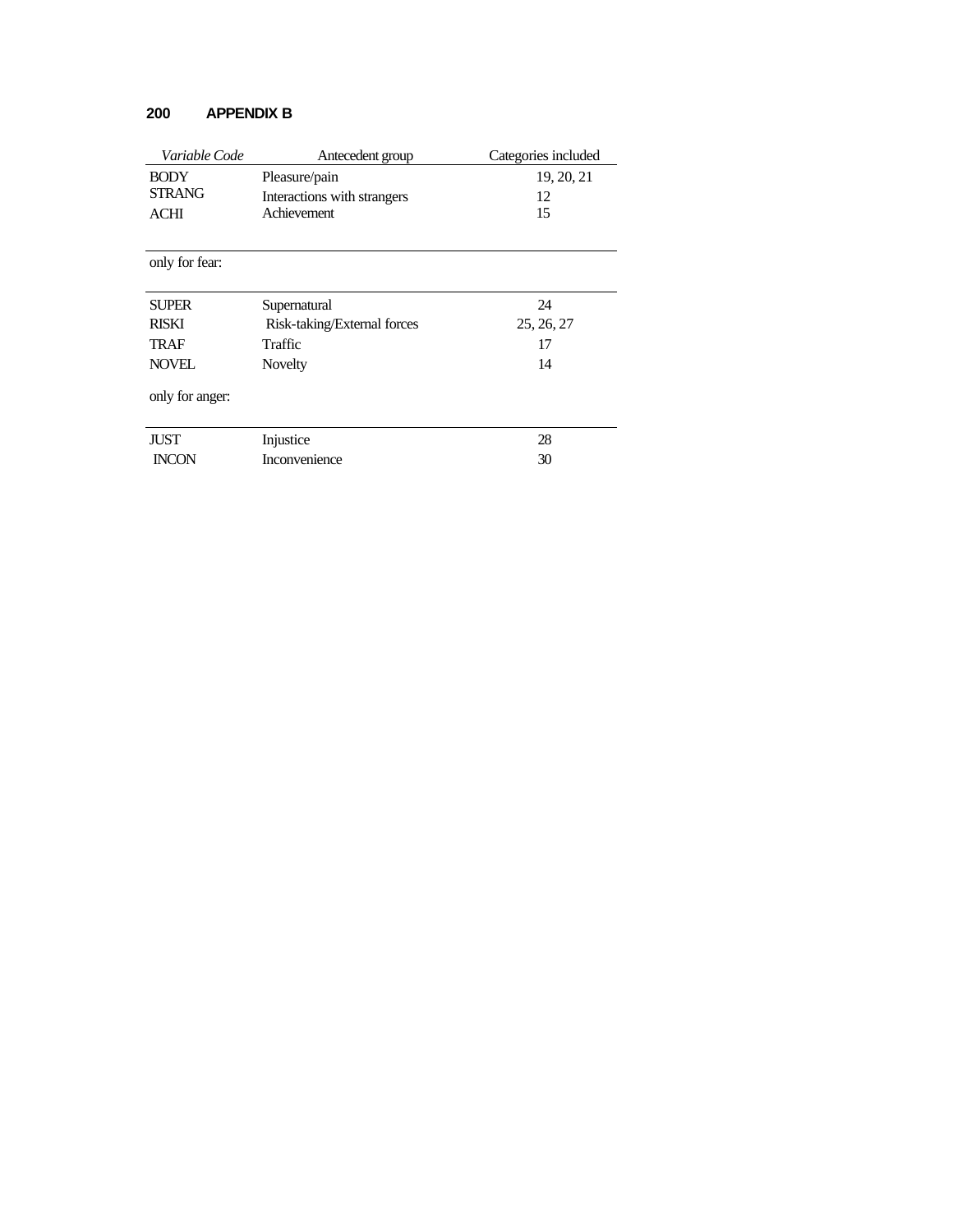| *Variable Code* | Antecedent group | Categories included |
|---|---|---|
| BODY | Pleasure/pain | 19, 20, 21 |
| STRANG | Interactions with strangers | 12 |
| ACHI | Achievement | 15 |
| only for fear: | | |
| SUPER | Supernatural | 24 |
| RISKI | Risk-taking/External forces | 25, 26, 27 |
| TRAF | Traffic | 17 |
| NOVEL | Novelty | 14 |
| only for anger: | | |
| JUST | Injustice | 28 |
| INCON | Inconvenience | 30 |